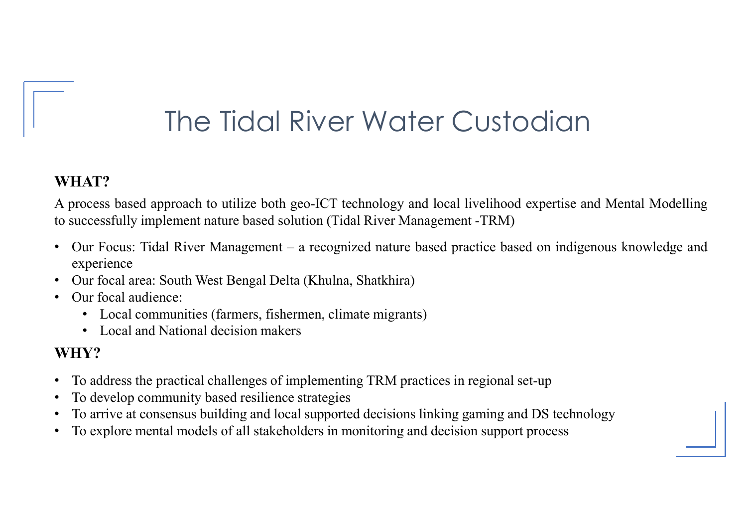# The Tidal River Water Custodian

**WHAT?**

A process based approach to utilize both geo-ICT technology and local livelihood expertise and Mental Modelling to successfully implement nature based solution (Tidal River Management -TRM)

- Our Focus: Tidal River Management – a recognized nature based practice based on indigenous knowledge and experience
- Our focal area: South West Bengal Delta (Khulna, Shatkhira)
- Our focal audience:
  - Local communities (farmers, fishermen, climate migrants)
  - Local and National decision makers

**WHY?**

- To address the practical challenges of implementing TRM practices in regional set-up
- To develop community based resilience strategies
- To arrive at consensus building and local supported decisions linking gaming and DS technology
- To explore mental models of all stakeholders in monitoring and decision support process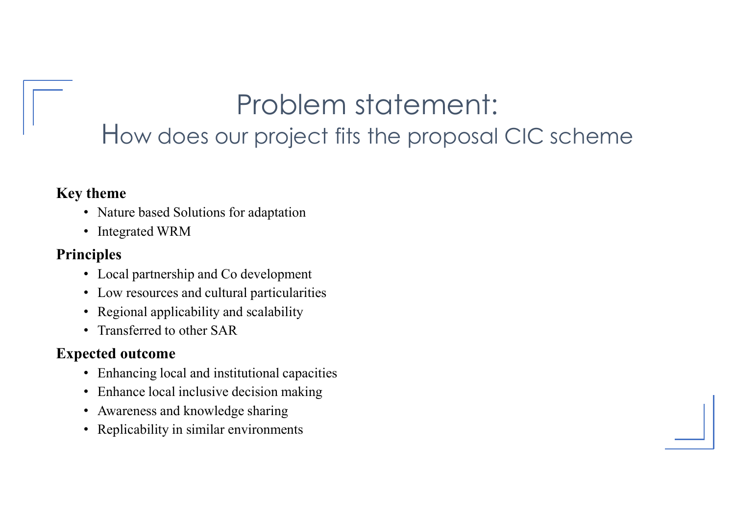# Problem statement:

## How does our project fits the proposal CIC scheme

**Key theme**

- Nature based Solutions for adaptation
- Integrated WRM

**Principles**

- Local partnership and Co development
- Low resources and cultural particularities
- Regional applicability and scalability
- Transferred to other SAR

**Expected outcome**

- Enhancing local and institutional capacities
- Enhance local inclusive decision making
- Awareness and knowledge sharing
- Replicability in similar environments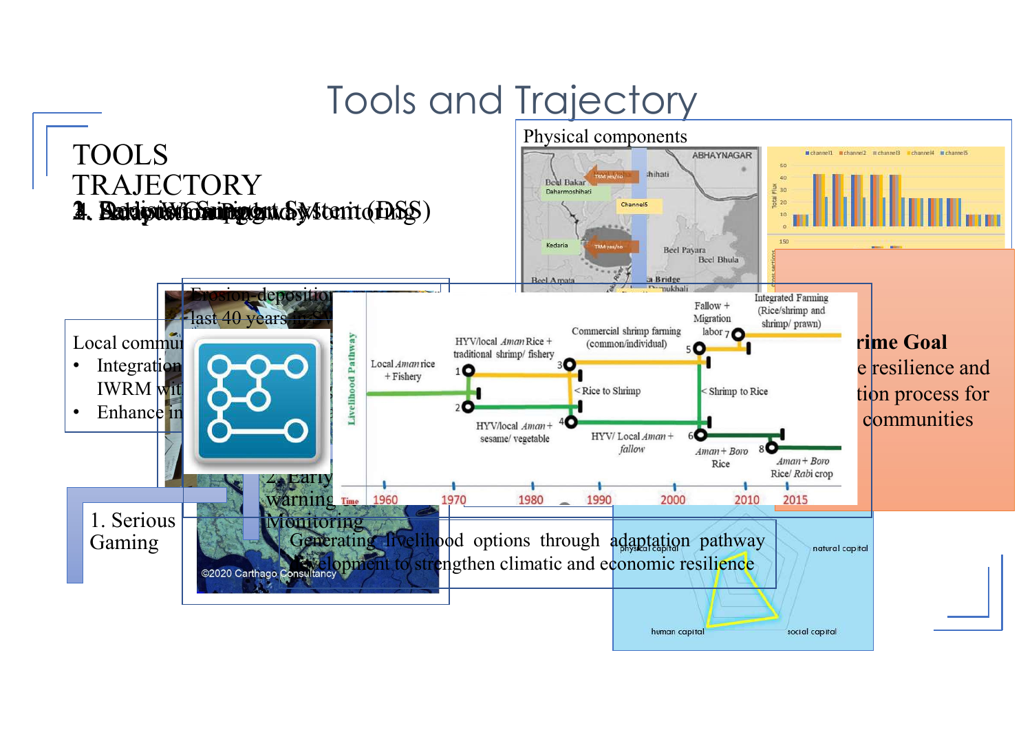# Tools and Trajectory

TOOLS TRAJECTORY

1. Serious Gaming

2. Early warning Monitoring

Physical components

Local communi...

- Integration ... IWRM wit...
- Enhance in...

Erosion-deposition last 40 years

...rime Goal ...e resilience and ...tion process for ...communities

Generating livelihood options through adaptation pathway development to strengthen climatic and economic resilience

©2020 Carthago Consultancy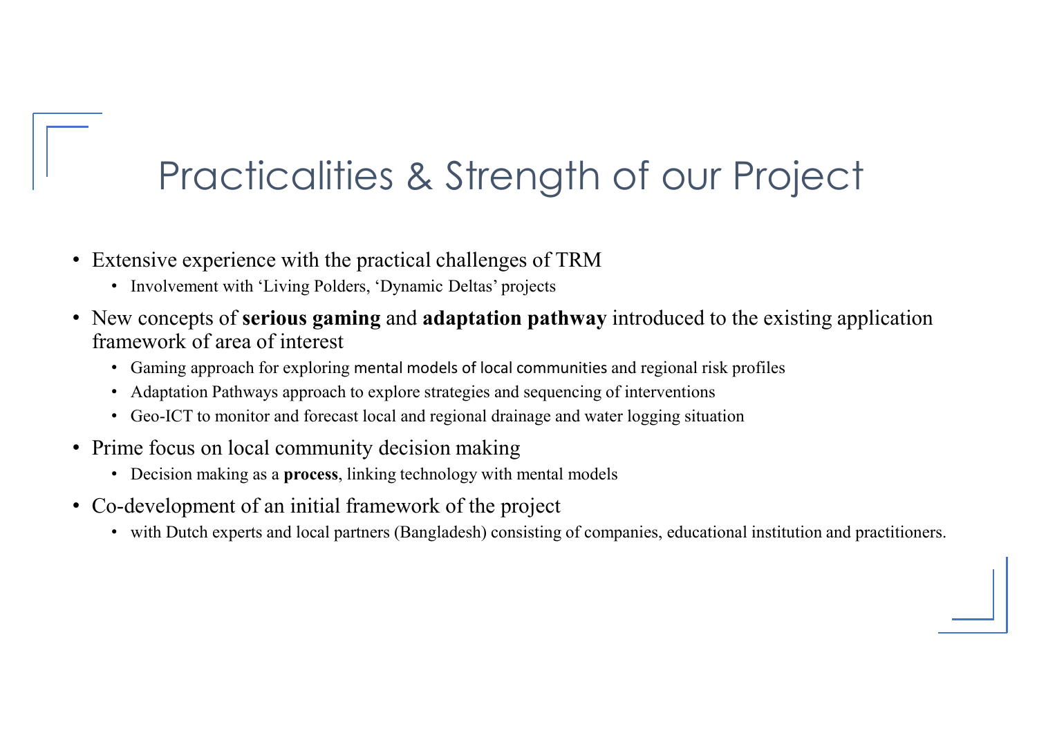# Practicalities & Strength of our Project

- Extensive experience with the practical challenges of TRM
  - Involvement with 'Living Polders, 'Dynamic Deltas' projects
- New concepts of **serious gaming** and **adaptation pathway** introduced to the existing application framework of area of interest
  - Gaming approach for exploring mental models of local communities and regional risk profiles
  - Adaptation Pathways approach to explore strategies and sequencing of interventions
  - Geo-ICT to monitor and forecast local and regional drainage and water logging situation
- Prime focus on local community decision making
  - Decision making as a **process**, linking technology with mental models
- Co-development of an initial framework of the project
  - with Dutch experts and local partners (Bangladesh) consisting of companies, educational institution and practitioners.